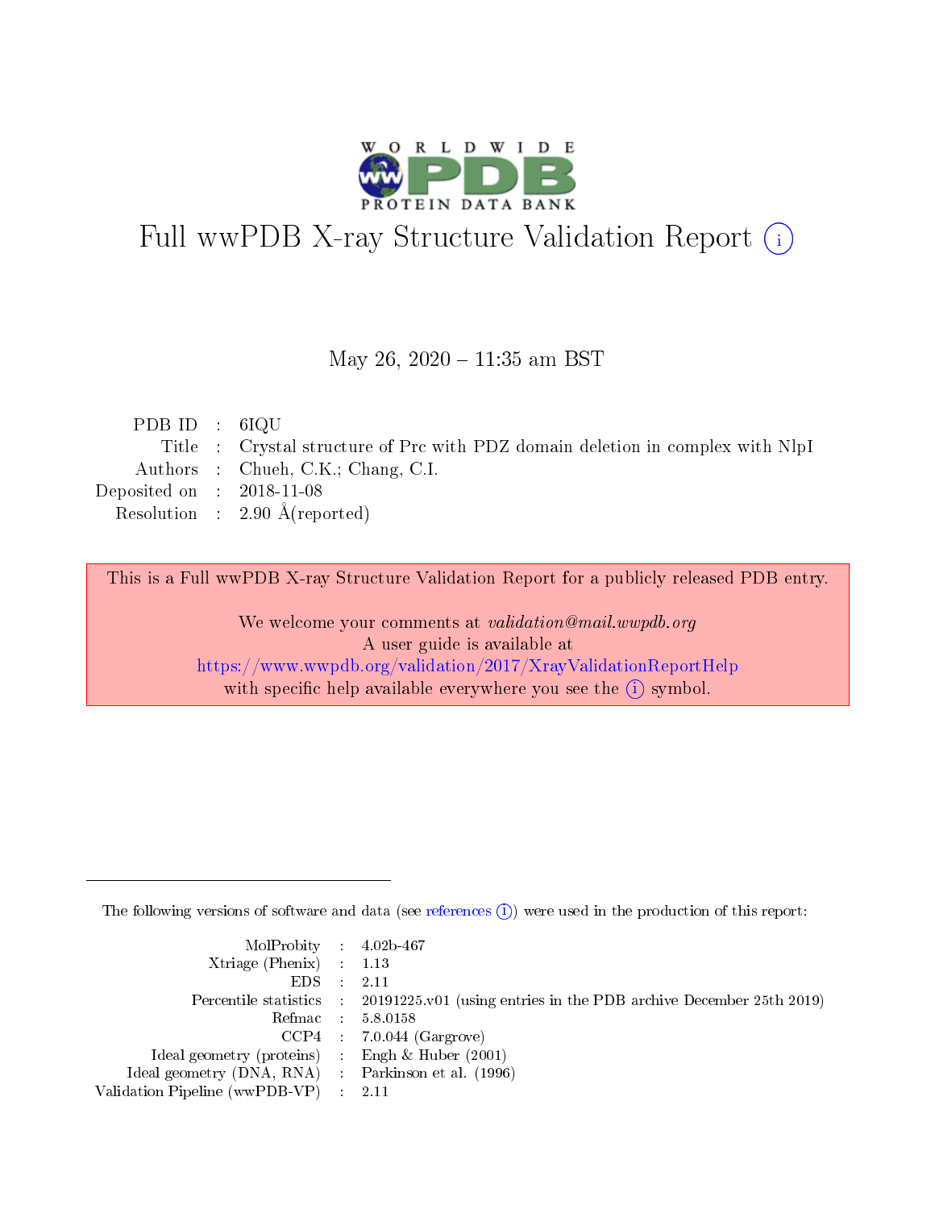# Full wwPDB X-ray Structure Validation Report (i)

May 26, 2020 – 11:35 am BST

| | | |
|---|---|---|
| PDB ID | : | 6IQU |
| Title | : | Crystal structure of Prc with PDZ domain deletion in complex with NlpI |
| Authors | : | Chueh, C.K.; Chang, C.I. |
| Deposited on | : | 2018-11-08 |
| Resolution | : | 2.90 Å(reported) |

This is a Full wwPDB X-ray Structure Validation Report for a publicly released PDB entry.

We welcome your comments at *validation@mail.wwpdb.org*
A user guide is available at
https://www.wwpdb.org/validation/2017/XrayValidationReportHelp
with specific help available everywhere you see the (i) symbol.

The following versions of software and data (see references (i)) were used in the production of this report:

| | | |
|---|---|---|
| MolProbity | : | 4.02b-467 |
| Xtriage (Phenix) | : | 1.13 |
| EDS | : | 2.11 |
| Percentile statistics | : | 20191225.v01 (using entries in the PDB archive December 25th 2019) |
| Refmac | : | 5.8.0158 |
| CCP4 | : | 7.0.044 (Gargrove) |
| Ideal geometry (proteins) | : | Engh & Huber (2001) |
| Ideal geometry (DNA, RNA) | : | Parkinson et al. (1996) |
| Validation Pipeline (wwPDB-VP) | : | 2.11 |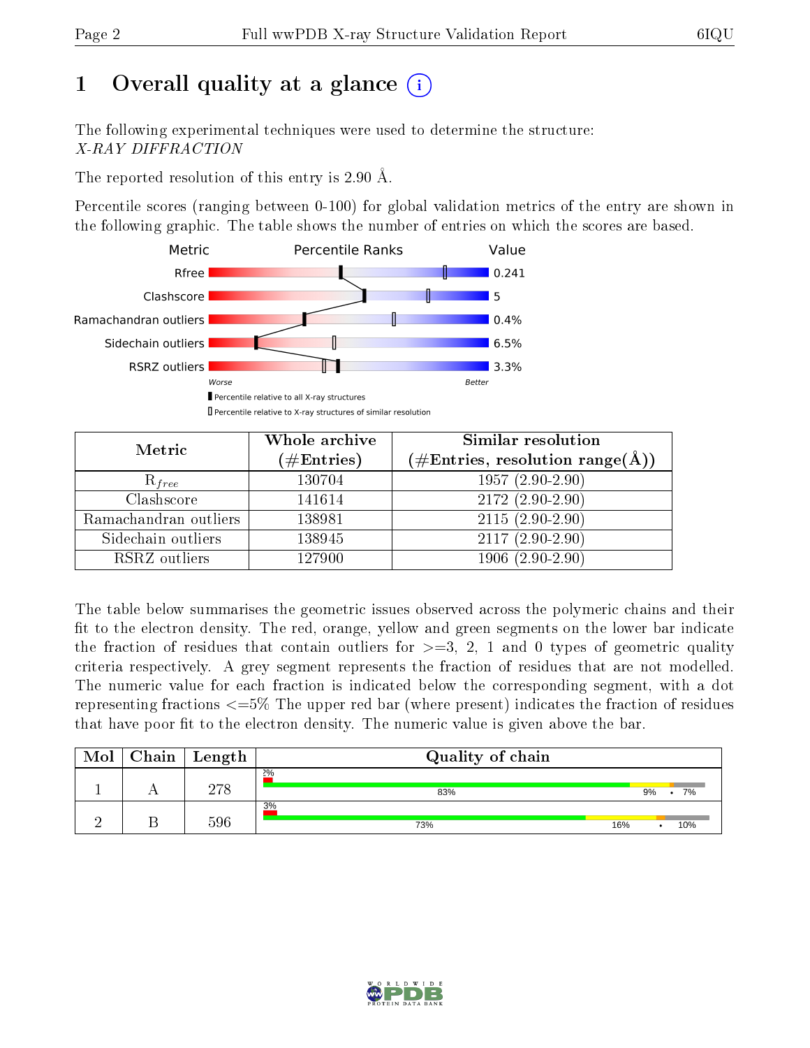# 1 Overall quality at a glance (i)

The following experimental techniques were used to determine the structure:
*X-RAY DIFFRACTION*

The reported resolution of this entry is 2.90 Å.

Percentile scores (ranging between 0-100) for global validation metrics of the entry are shown in the following graphic. The table shows the number of entries on which the scores are based.

| Metric | Value |
|---|---|
| Rfree | 0.241 |
| Clashscore | 5 |
| Ramachandran outliers | 0.4% |
| Sidechain outliers | 6.5% |
| RSRZ outliers | 3.3% |

Worse — Better

▮ Percentile relative to all X-ray structures
▯ Percentile relative to X-ray structures of similar resolution

| Metric | Whole archive (#Entries) | Similar resolution (#Entries, resolution range(Å)) |
|---|---|---|
| $R_{free}$ | 130704 | 1957 (2.90-2.90) |
| Clashscore | 141614 | 2172 (2.90-2.90) |
| Ramachandran outliers | 138981 | 2115 (2.90-2.90) |
| Sidechain outliers | 138945 | 2117 (2.90-2.90) |
| RSRZ outliers | 127900 | 1906 (2.90-2.90) |

The table below summarises the geometric issues observed across the polymeric chains and their fit to the electron density. The red, orange, yellow and green segments on the lower bar indicate the fraction of residues that contain outliers for >=3, 2, 1 and 0 types of geometric quality criteria respectively. A grey segment represents the fraction of residues that are not modelled. The numeric value for each fraction is indicated below the corresponding segment, with a dot representing fractions <=5% The upper red bar (where present) indicates the fraction of residues that have poor fit to the electron density. The numeric value is given above the bar.

| Mol | Chain | Length | Quality of chain |
|---|---|---|---|
| 1 | A | 278 | 2%; 83% · 9% · • · 7% |
| 2 | B | 596 | 3%; 73% · 16% · • · 10% |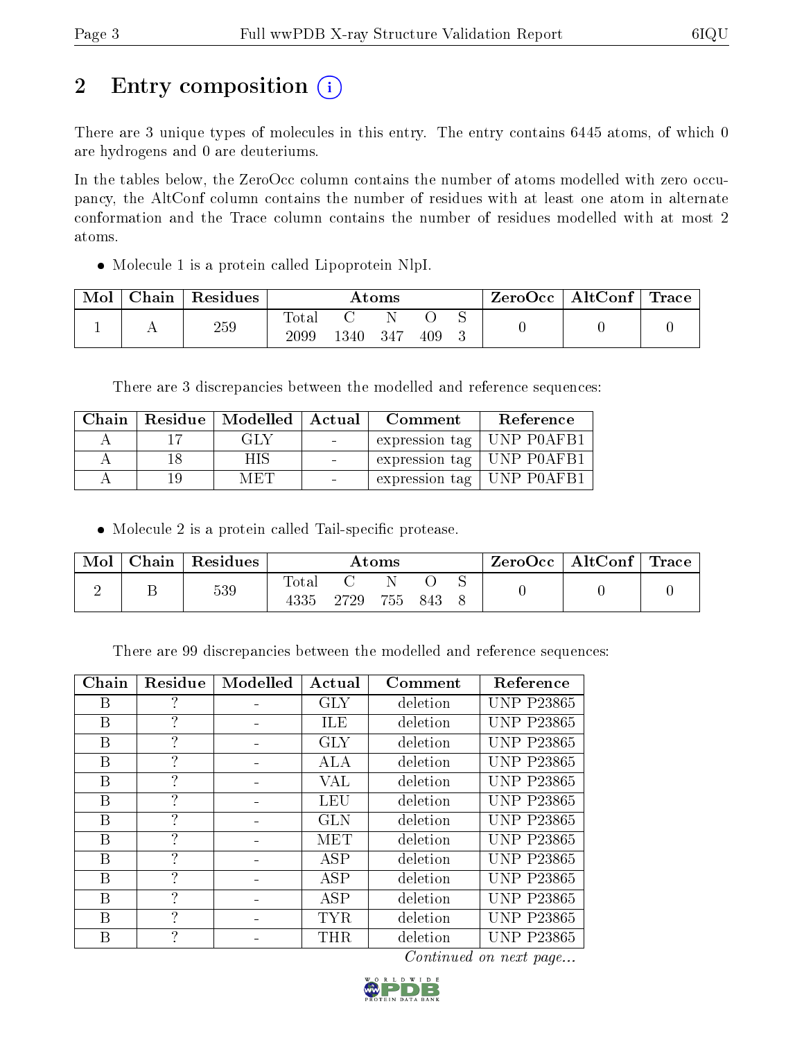# 2 Entry composition (i)

There are 3 unique types of molecules in this entry. The entry contains 6445 atoms, of which 0 are hydrogens and 0 are deuteriums.

In the tables below, the ZeroOcc column contains the number of atoms modelled with zero occupancy, the AltConf column contains the number of residues with at least one atom in alternate conformation and the Trace column contains the number of residues modelled with at most 2 atoms.

- Molecule 1 is a protein called Lipoprotein NlpI.

| Mol | Chain | Residues | Atoms | | | | | ZeroOcc | AltConf | Trace |
|---|---|---|---|---|---|---|---|---|---|---|
| 1 | A | 259 | Total<br>2099 | C<br>1340 | N<br>347 | O<br>409 | S<br>3 | 0 | 0 | 0 |

There are 3 discrepancies between the modelled and reference sequences:

| Chain | Residue | Modelled | Actual | Comment | Reference |
|---|---|---|---|---|---|
| A | 17 | GLY | - | expression tag | UNP P0AFB1 |
| A | 18 | HIS | - | expression tag | UNP P0AFB1 |
| A | 19 | MET | - | expression tag | UNP P0AFB1 |

- Molecule 2 is a protein called Tail-specific protease.

| Mol | Chain | Residues | Atoms | | | | | ZeroOcc | AltConf | Trace |
|---|---|---|---|---|---|---|---|---|---|---|
| 2 | B | 539 | Total<br>4335 | C<br>2729 | N<br>755 | O<br>843 | S<br>8 | 0 | 0 | 0 |

There are 99 discrepancies between the modelled and reference sequences:

| Chain | Residue | Modelled | Actual | Comment | Reference |
|---|---|---|---|---|---|
| B | ? | - | GLY | deletion | UNP P23865 |
| B | ? | - | ILE | deletion | UNP P23865 |
| B | ? | - | GLY | deletion | UNP P23865 |
| B | ? | - | ALA | deletion | UNP P23865 |
| B | ? | - | VAL | deletion | UNP P23865 |
| B | ? | - | LEU | deletion | UNP P23865 |
| B | ? | - | GLN | deletion | UNP P23865 |
| B | ? | - | MET | deletion | UNP P23865 |
| B | ? | - | ASP | deletion | UNP P23865 |
| B | ? | - | ASP | deletion | UNP P23865 |
| B | ? | - | ASP | deletion | UNP P23865 |
| B | ? | - | TYR | deletion | UNP P23865 |
| B | ? | - | THR | deletion | UNP P23865 |

*Continued on next page...*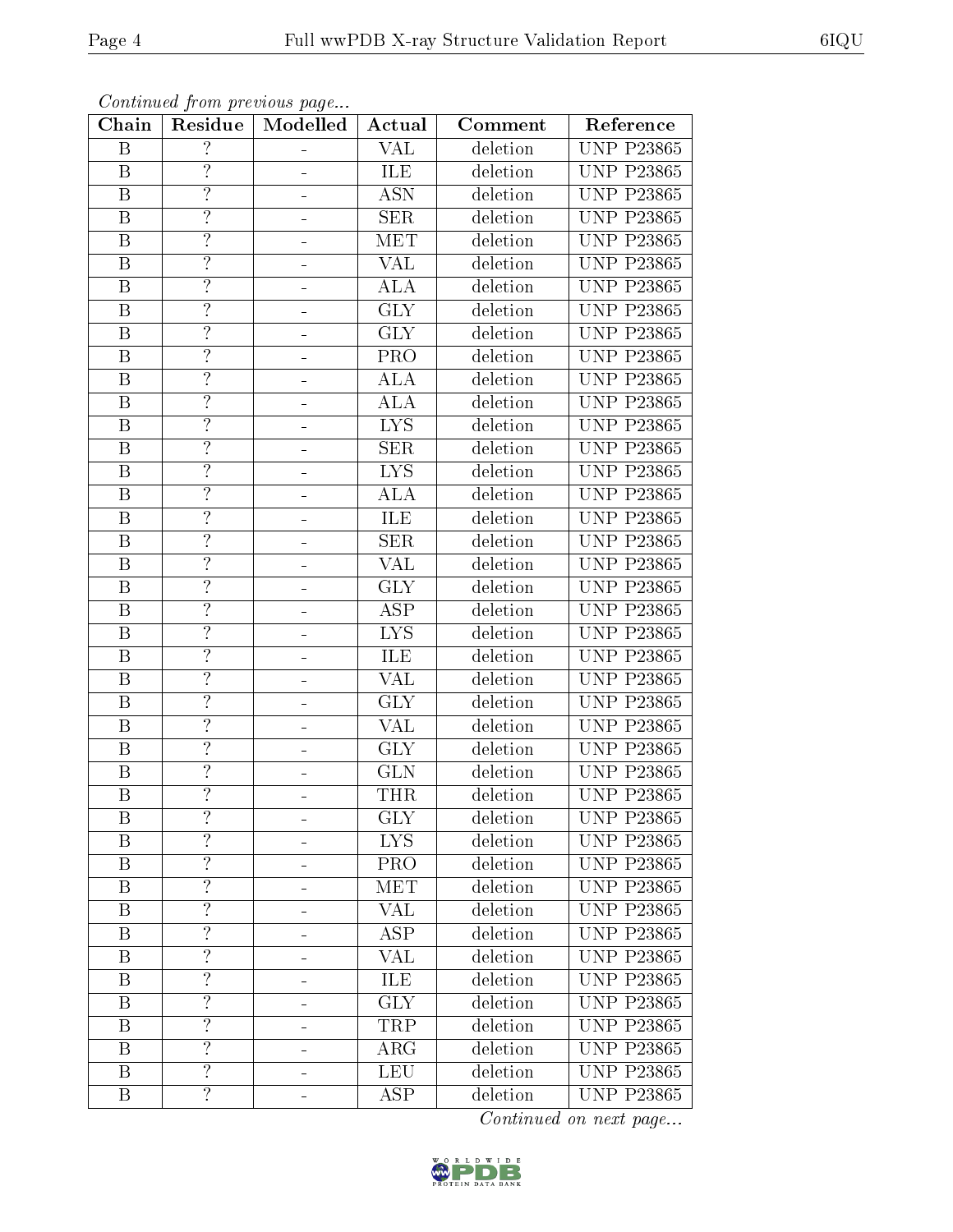*Continued from previous page...*

| Chain | Residue | Modelled | Actual | Comment | Reference |
|---|---|---|---|---|---|
| B | ? | - | VAL | deletion | UNP P23865 |
| B | ? | - | ILE | deletion | UNP P23865 |
| B | ? | - | ASN | deletion | UNP P23865 |
| B | ? | - | SER | deletion | UNP P23865 |
| B | ? | - | MET | deletion | UNP P23865 |
| B | ? | - | VAL | deletion | UNP P23865 |
| B | ? | - | ALA | deletion | UNP P23865 |
| B | ? | - | GLY | deletion | UNP P23865 |
| B | ? | - | GLY | deletion | UNP P23865 |
| B | ? | - | PRO | deletion | UNP P23865 |
| B | ? | - | ALA | deletion | UNP P23865 |
| B | ? | - | ALA | deletion | UNP P23865 |
| B | ? | - | LYS | deletion | UNP P23865 |
| B | ? | - | SER | deletion | UNP P23865 |
| B | ? | - | LYS | deletion | UNP P23865 |
| B | ? | - | ALA | deletion | UNP P23865 |
| B | ? | - | ILE | deletion | UNP P23865 |
| B | ? | - | SER | deletion | UNP P23865 |
| B | ? | - | VAL | deletion | UNP P23865 |
| B | ? | - | GLY | deletion | UNP P23865 |
| B | ? | - | ASP | deletion | UNP P23865 |
| B | ? | - | LYS | deletion | UNP P23865 |
| B | ? | - | ILE | deletion | UNP P23865 |
| B | ? | - | VAL | deletion | UNP P23865 |
| B | ? | - | GLY | deletion | UNP P23865 |
| B | ? | - | VAL | deletion | UNP P23865 |
| B | ? | - | GLY | deletion | UNP P23865 |
| B | ? | - | GLN | deletion | UNP P23865 |
| B | ? | - | THR | deletion | UNP P23865 |
| B | ? | - | GLY | deletion | UNP P23865 |
| B | ? | - | LYS | deletion | UNP P23865 |
| B | ? | - | PRO | deletion | UNP P23865 |
| B | ? | - | MET | deletion | UNP P23865 |
| B | ? | - | VAL | deletion | UNP P23865 |
| B | ? | - | ASP | deletion | UNP P23865 |
| B | ? | - | VAL | deletion | UNP P23865 |
| B | ? | - | ILE | deletion | UNP P23865 |
| B | ? | - | GLY | deletion | UNP P23865 |
| B | ? | - | TRP | deletion | UNP P23865 |
| B | ? | - | ARG | deletion | UNP P23865 |
| B | ? | - | LEU | deletion | UNP P23865 |
| B | ? | - | ASP | deletion | UNP P23865 |

*Continued on next page...*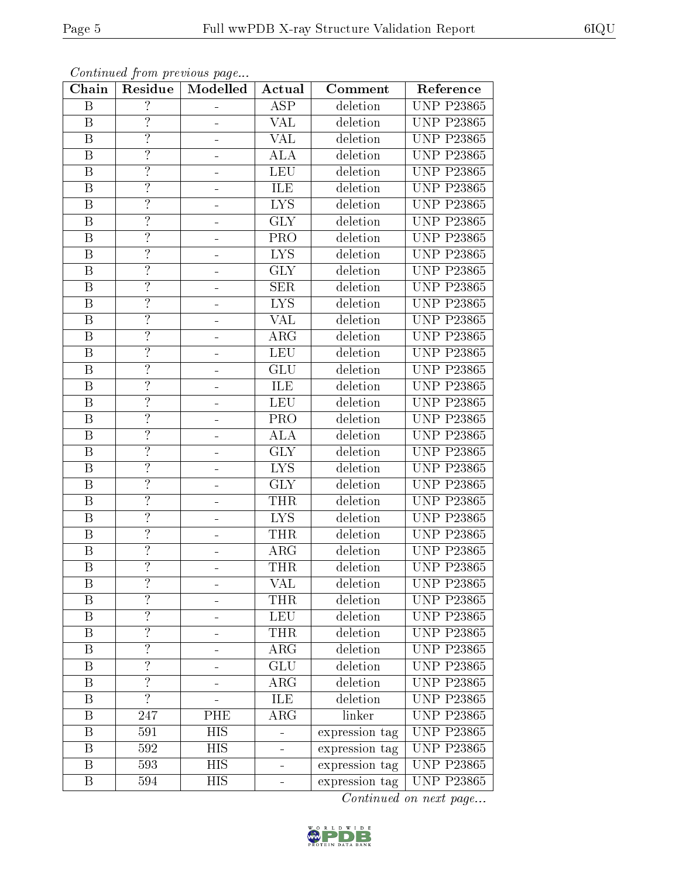*Continued from previous page...*

| Chain | Residue | Modelled | Actual | Comment | Reference |
|---|---|---|---|---|---|
| B | ? | - | ASP | deletion | UNP P23865 |
| B | ? | - | VAL | deletion | UNP P23865 |
| B | ? | - | VAL | deletion | UNP P23865 |
| B | ? | - | ALA | deletion | UNP P23865 |
| B | ? | - | LEU | deletion | UNP P23865 |
| B | ? | - | ILE | deletion | UNP P23865 |
| B | ? | - | LYS | deletion | UNP P23865 |
| B | ? | - | GLY | deletion | UNP P23865 |
| B | ? | - | PRO | deletion | UNP P23865 |
| B | ? | - | LYS | deletion | UNP P23865 |
| B | ? | - | GLY | deletion | UNP P23865 |
| B | ? | - | SER | deletion | UNP P23865 |
| B | ? | - | LYS | deletion | UNP P23865 |
| B | ? | - | VAL | deletion | UNP P23865 |
| B | ? | - | ARG | deletion | UNP P23865 |
| B | ? | - | LEU | deletion | UNP P23865 |
| B | ? | - | GLU | deletion | UNP P23865 |
| B | ? | - | ILE | deletion | UNP P23865 |
| B | ? | - | LEU | deletion | UNP P23865 |
| B | ? | - | PRO | deletion | UNP P23865 |
| B | ? | - | ALA | deletion | UNP P23865 |
| B | ? | - | GLY | deletion | UNP P23865 |
| B | ? | - | LYS | deletion | UNP P23865 |
| B | ? | - | GLY | deletion | UNP P23865 |
| B | ? | - | THR | deletion | UNP P23865 |
| B | ? | - | LYS | deletion | UNP P23865 |
| B | ? | - | THR | deletion | UNP P23865 |
| B | ? | - | ARG | deletion | UNP P23865 |
| B | ? | - | THR | deletion | UNP P23865 |
| B | ? | - | VAL | deletion | UNP P23865 |
| B | ? | - | THR | deletion | UNP P23865 |
| B | ? | - | LEU | deletion | UNP P23865 |
| B | ? | - | THR | deletion | UNP P23865 |
| B | ? | - | ARG | deletion | UNP P23865 |
| B | ? | - | GLU | deletion | UNP P23865 |
| B | ? | - | ARG | deletion | UNP P23865 |
| B | ? | - | ILE | deletion | UNP P23865 |
| B | 247 | PHE | ARG | linker | UNP P23865 |
| B | 591 | HIS | - | expression tag | UNP P23865 |
| B | 592 | HIS | - | expression tag | UNP P23865 |
| B | 593 | HIS | - | expression tag | UNP P23865 |
| B | 594 | HIS | - | expression tag | UNP P23865 |

*Continued on next page...*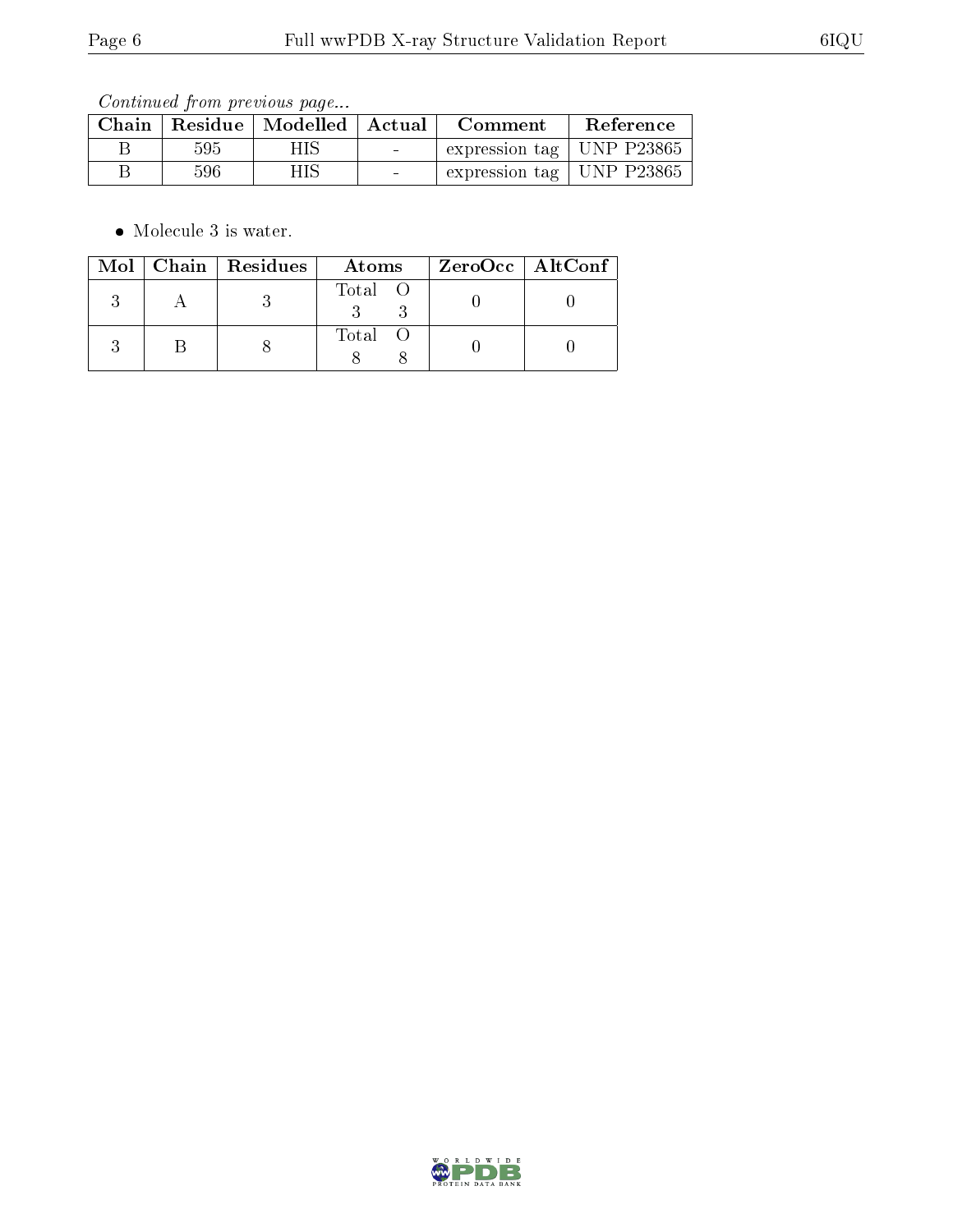*Continued from previous page...*

| Chain | Residue | Modelled | Actual | Comment | Reference |
|---|---|---|---|---|---|
| B | 595 | HIS | - | expression tag | UNP P23865 |
| B | 596 | HIS | - | expression tag | UNP P23865 |

- Molecule 3 is water.

| Mol | Chain | Residues | Atoms | ZeroOcc | AltConf |
|---|---|---|---|---|---|
| 3 | A | 3 | Total O<br>3 3 | 0 | 0 |
| 3 | B | 8 | Total O<br>8 8 | 0 | 0 |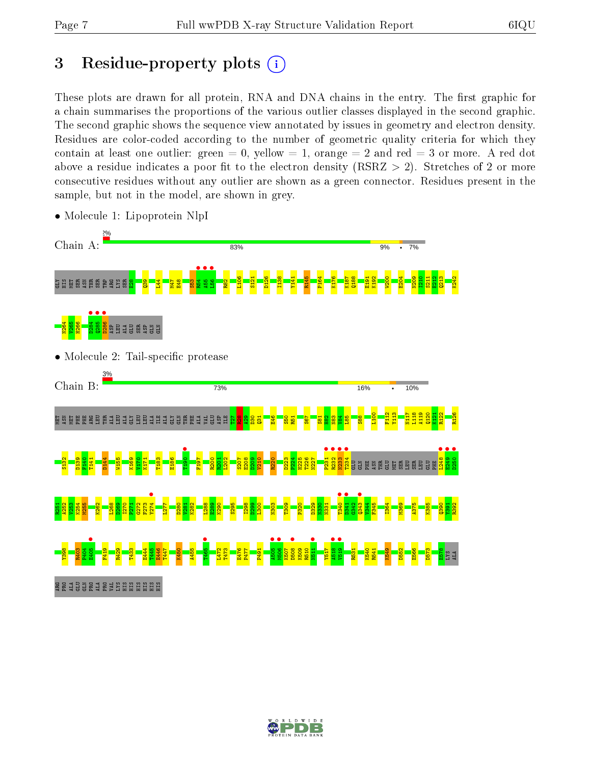# 3 Residue-property plots

These plots are drawn for all protein, RNA and DNA chains in the entry. The first graphic for a chain summarises the proportions of the various outlier classes displayed in the second graphic. The second graphic shows the sequence view annotated by issues in geometry and electron density. Residues are color-coded according to the number of geometric quality criteria for which they contain at least one outlier: green = 0, yellow = 1, orange = 2 and red = 3 or more. A red dot above a residue indicates a poor fit to the electron density (RSRZ > 2). Stretches of 2 or more consecutive residues without any outlier are shown as a green connector. Residues present in the sample, but not in the model, are shown in grey.

- Molecule 1: Lipoprotein NlpI

Chain A: 2% | 83% | 9% | • | 7%

GLY HIS MET SER ASN THR SER TRP ARG LYS SER E28 Q39 L44 M47 E48 S53 R54 A55 L56 R82 L106 S121 D126 I138 Y141 R145 P164 K176 K187 Q188 E191 K192 W200 E204 N209 I210 S211 E212 Q213 K242 N264 W265 H266 D284 Q285 D286 ASP LEU ALA GLU SER ASP GLN GLN

- Molecule 2: Tail-specific protease

Chain B: 3% | 73% | 16% | • | 10%

MET ASN MET PHE PHE ARG LEU THR ALA LEU ALA GLY LEU LEU LEU ALA ILE ALA GLY GLN THR PHE ALA VAL GLU ASP ILE T27 P28 A29 D30 Q31 E46 S50 R51 S67 S81 H82 N83 V84 L85 S88 L100 F112 Y113 N117 L118 A119 Q120 K121 R122 R126 S132 D139 F140 T141 D144 W155 K169 V170 K171 T183 E186 T190 F197 R200 R201 L202 S207 E208 D209 V210 R220 D223 P224 H225 T226 N227 P231 R232 N233 T234 GLU GLN PHE ASN THR GLU MET SER LEU SER LEU GLU PHE L248 E249 D250 R251 A252 V253 K254 M255 K262 L268 D269 I270 P271 G272 F273 Y274 L277 D280 V281 K282 L288 E289 K290 S295 I298 D299 L300 N303 T309 P320 D329 N330 N331 T340 D341 G342 Q343 V344 F345 I364 M369 A375 K385 Q390 Y391 R392 Y398 R403 P404 E405 F419 R429 T433 E444 T445 E446 T447 K450 A455 T465 L472 T473 E476 P477 P491 A505 M506 K507 D508 K509 R510 N511 Y517 A518 V519 R531 K540 R541 K549 D552 E566 D573 E578 LYS ALA ARG PRO ALA GLU GLN PRO ALA PRO VAL LYS HIS HIS HIS HIS HIS HIS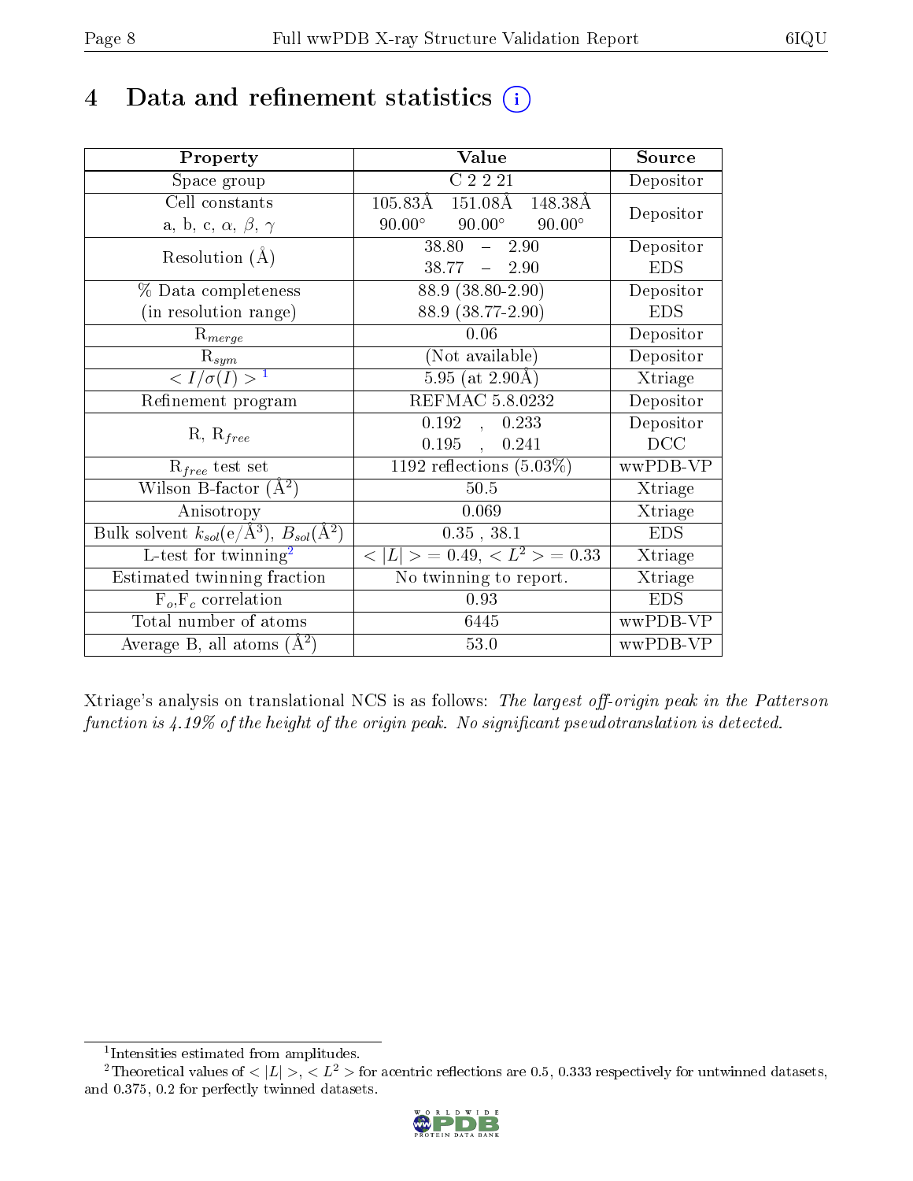# 4 Data and refinement statistics ⓘ

| Property | Value | Source |
|---|---|---|
| Space group | C 2 2 21 | Depositor |
| Cell constants<br>a, b, c, $\alpha$, $\beta$, $\gamma$ | 105.83Å 151.08Å 148.38Å<br>90.00° 90.00° 90.00° | Depositor |
| Resolution (Å) | 38.80 – 2.90<br>38.77 – 2.90 | Depositor<br>EDS |
| % Data completeness<br>(in resolution range) | 88.9 (38.80-2.90)<br>88.9 (38.77-2.90) | Depositor<br>EDS |
| $R_{merge}$ | 0.06 | Depositor |
| $R_{sym}$ | (Not available) | Depositor |
| $< I/\sigma(I) >$ [1] | 5.95 (at 2.90Å) | Xtriage |
| Refinement program | REFMAC 5.8.0232 | Depositor |
| R, $R_{free}$ | 0.192 , 0.233<br>0.195 , 0.241 | Depositor<br>DCC |
| $R_{free}$ test set | 1192 reflections (5.03%) | wwPDB-VP |
| Wilson B-factor (Å$^2$) | 50.5 | Xtriage |
| Anisotropy | 0.069 | Xtriage |
| Bulk solvent $k_{sol}$(e/Å$^3$), $B_{sol}$(Å$^2$) | 0.35 , 38.1 | EDS |
| L-test for twinning[2] | $< \|L\| >$ = 0.49, $< L^2 >$ = 0.33 | Xtriage |
| Estimated twinning fraction | No twinning to report. | Xtriage |
| $F_o$,$F_c$ correlation | 0.93 | EDS |
| Total number of atoms | 6445 | wwPDB-VP |
| Average B, all atoms (Å$^2$) | 53.0 | wwPDB-VP |

Xtriage's analysis on translational NCS is as follows: *The largest off-origin peak in the Patterson function is 4.19% of the height of the origin peak. No significant pseudotranslation is detected.*

[1] Intensities estimated from amplitudes.

[2] Theoretical values of $< |L| >$, $< L^2 >$ for acentric reflections are 0.5, 0.333 respectively for untwinned datasets, and 0.375, 0.2 for perfectly twinned datasets.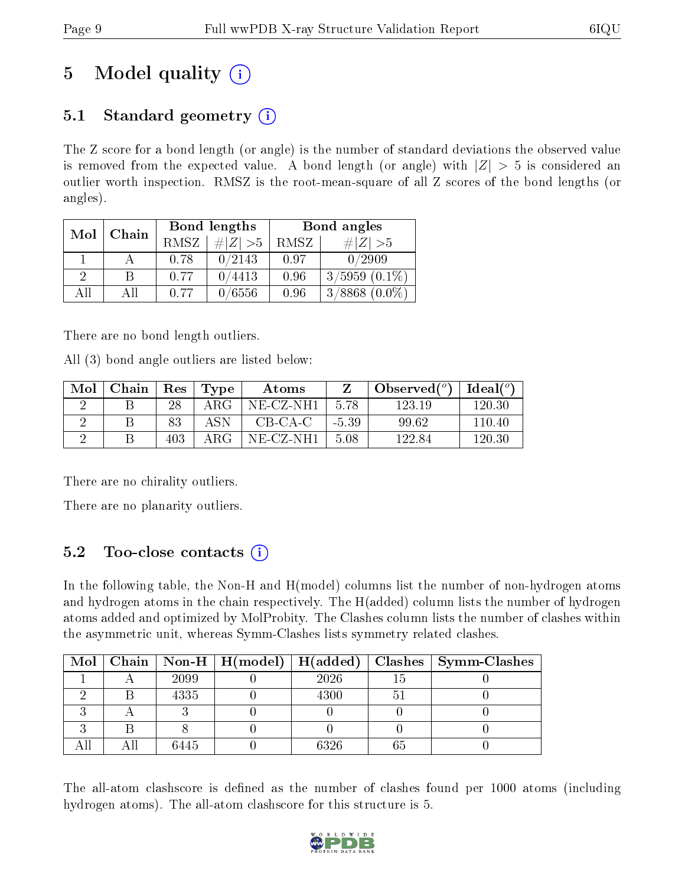# 5 Model quality (i)

## 5.1 Standard geometry (i)

The Z score for a bond length (or angle) is the number of standard deviations the observed value is removed from the expected value. A bond length (or angle) with $|Z| > 5$ is considered an outlier worth inspection. RMSZ is the root-mean-square of all Z scores of the bond lengths (or angles).

| Mol | Chain | Bond lengths | | Bond angles | |
|---|---|---|---|---|---|
| | | RMSZ | $\#\|Z\| > 5$ | RMSZ | $\#\|Z\| > 5$ |
| 1 | A | 0.78 | 0/2143 | 0.97 | 0/2909 |
| 2 | B | 0.77 | 0/4413 | 0.96 | 3/5959 (0.1%) |
| All | All | 0.77 | 0/6556 | 0.96 | 3/8868 (0.0%) |

There are no bond length outliers.

All (3) bond angle outliers are listed below:

| Mol | Chain | Res | Type | Atoms | Z | Observed($^o$) | Ideal($^o$) |
|---|---|---|---|---|---|---|---|
| 2 | B | 28 | ARG | NE-CZ-NH1 | 5.78 | 123.19 | 120.30 |
| 2 | B | 83 | ASN | CB-CA-C | -5.39 | 99.62 | 110.40 |
| 2 | B | 403 | ARG | NE-CZ-NH1 | 5.08 | 122.84 | 120.30 |

There are no chirality outliers.

There are no planarity outliers.

## 5.2 Too-close contacts (i)

In the following table, the Non-H and H(model) columns list the number of non-hydrogen atoms and hydrogen atoms in the chain respectively. The H(added) column lists the number of hydrogen atoms added and optimized by MolProbity. The Clashes column lists the number of clashes within the asymmetric unit, whereas Symm-Clashes lists symmetry related clashes.

| Mol | Chain | Non-H | H(model) | H(added) | Clashes | Symm-Clashes |
|---|---|---|---|---|---|---|
| 1 | A | 2099 | 0 | 2026 | 15 | 0 |
| 2 | B | 4335 | 0 | 4300 | 51 | 0 |
| 3 | A | 3 | 0 | 0 | 0 | 0 |
| 3 | B | 8 | 0 | 0 | 0 | 0 |
| All | All | 6445 | 0 | 6326 | 65 | 0 |

The all-atom clashscore is defined as the number of clashes found per 1000 atoms (including hydrogen atoms). The all-atom clashscore for this structure is 5.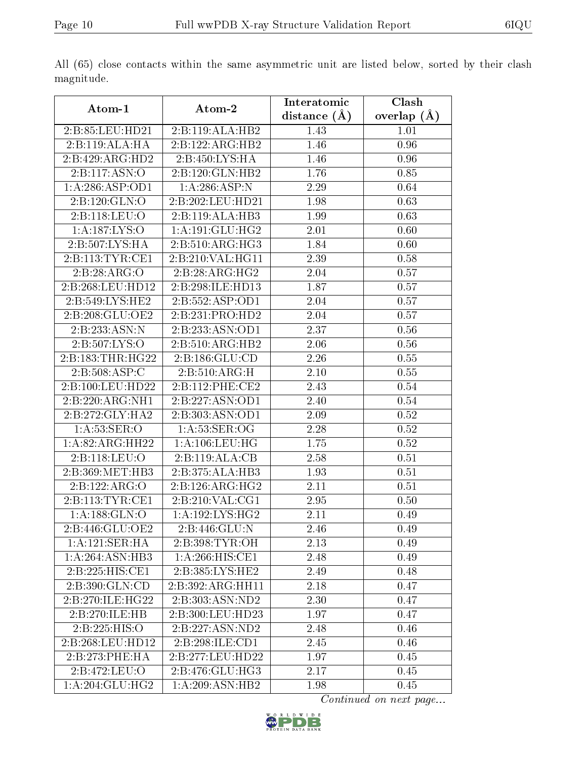All (65) close contacts within the same asymmetric unit are listed below, sorted by their clash magnitude.

| Atom-1 | Atom-2 | Interatomic distance (Å) | Clash overlap (Å) |
|---|---|---|---|
| 2:B:85:LEU:HD21 | 2:B:119:ALA:HB2 | 1.43 | 1.01 |
| 2:B:119:ALA:HA | 2:B:122:ARG:HB2 | 1.46 | 0.96 |
| 2:B:429:ARG:HD2 | 2:B:450:LYS:HA | 1.46 | 0.96 |
| 2:B:117:ASN:O | 2:B:120:GLN:HB2 | 1.76 | 0.85 |
| 1:A:286:ASP:OD1 | 1:A:286:ASP:N | 2.29 | 0.64 |
| 2:B:120:GLN:O | 2:B:202:LEU:HD21 | 1.98 | 0.63 |
| 2:B:118:LEU:O | 2:B:119:ALA:HB3 | 1.99 | 0.63 |
| 1:A:187:LYS:O | 1:A:191:GLU:HG2 | 2.01 | 0.60 |
| 2:B:507:LYS:HA | 2:B:510:ARG:HG3 | 1.84 | 0.60 |
| 2:B:113:TYR:CE1 | 2:B:210:VAL:HG11 | 2.39 | 0.58 |
| 2:B:28:ARG:O | 2:B:28:ARG:HG2 | 2.04 | 0.57 |
| 2:B:268:LEU:HD12 | 2:B:298:ILE:HD13 | 1.87 | 0.57 |
| 2:B:549:LYS:HE2 | 2:B:552:ASP:OD1 | 2.04 | 0.57 |
| 2:B:208:GLU:OE2 | 2:B:231:PRO:HD2 | 2.04 | 0.57 |
| 2:B:233:ASN:N | 2:B:233:ASN:OD1 | 2.37 | 0.56 |
| 2:B:507:LYS:O | 2:B:510:ARG:HB2 | 2.06 | 0.56 |
| 2:B:183:THR:HG22 | 2:B:186:GLU:CD | 2.26 | 0.55 |
| 2:B:508:ASP:C | 2:B:510:ARG:H | 2.10 | 0.55 |
| 2:B:100:LEU:HD22 | 2:B:112:PHE:CE2 | 2.43 | 0.54 |
| 2:B:220:ARG:NH1 | 2:B:227:ASN:OD1 | 2.40 | 0.54 |
| 2:B:272:GLY:HA2 | 2:B:303:ASN:OD1 | 2.09 | 0.52 |
| 1:A:53:SER:O | 1:A:53:SER:OG | 2.28 | 0.52 |
| 1:A:82:ARG:HH22 | 1:A:106:LEU:HG | 1.75 | 0.52 |
| 2:B:118:LEU:O | 2:B:119:ALA:CB | 2.58 | 0.51 |
| 2:B:369:MET:HB3 | 2:B:375:ALA:HB3 | 1.93 | 0.51 |
| 2:B:122:ARG:O | 2:B:126:ARG:HG2 | 2.11 | 0.51 |
| 2:B:113:TYR:CE1 | 2:B:210:VAL:CG1 | 2.95 | 0.50 |
| 1:A:188:GLN:O | 1:A:192:LYS:HG2 | 2.11 | 0.49 |
| 2:B:446:GLU:OE2 | 2:B:446:GLU:N | 2.46 | 0.49 |
| 1:A:121:SER:HA | 2:B:398:TYR:OH | 2.13 | 0.49 |
| 1:A:264:ASN:HB3 | 1:A:266:HIS:CE1 | 2.48 | 0.49 |
| 2:B:225:HIS:CE1 | 2:B:385:LYS:HE2 | 2.49 | 0.48 |
| 2:B:390:GLN:CD | 2:B:392:ARG:HH11 | 2.18 | 0.47 |
| 2:B:270:ILE:HG22 | 2:B:303:ASN:ND2 | 2.30 | 0.47 |
| 2:B:270:ILE:HB | 2:B:300:LEU:HD23 | 1.97 | 0.47 |
| 2:B:225:HIS:O | 2:B:227:ASN:ND2 | 2.48 | 0.46 |
| 2:B:268:LEU:HD12 | 2:B:298:ILE:CD1 | 2.45 | 0.46 |
| 2:B:273:PHE:HA | 2:B:277:LEU:HD22 | 1.97 | 0.45 |
| 2:B:472:LEU:O | 2:B:476:GLU:HG3 | 2.17 | 0.45 |
| 1:A:204:GLU:HG2 | 1:A:209:ASN:HB2 | 1.98 | 0.45 |

*Continued on next page...*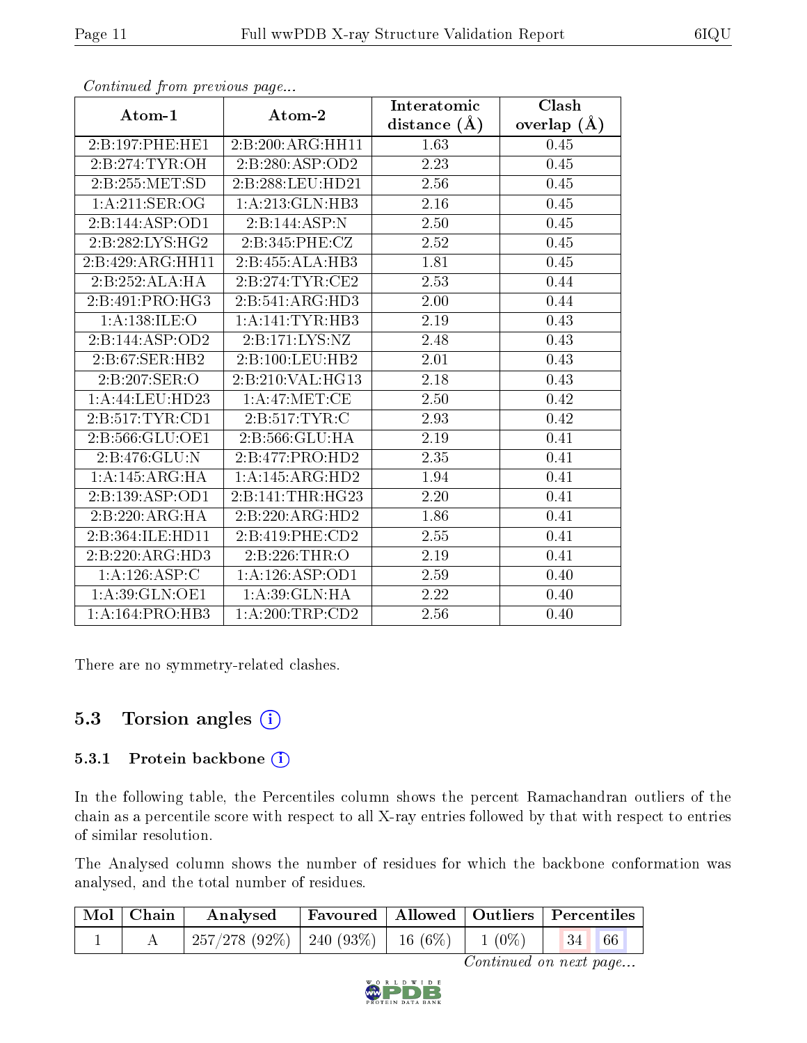*Continued from previous page...*

| Atom-1 | Atom-2 | Interatomic distance (Å) | Clash overlap (Å) |
|---|---|---|---|
| 2:B:197:PHE:HE1 | 2:B:200:ARG:HH11 | 1.63 | 0.45 |
| 2:B:274:TYR:OH | 2:B:280:ASP:OD2 | 2.23 | 0.45 |
| 2:B:255:MET:SD | 2:B:288:LEU:HD21 | 2.56 | 0.45 |
| 1:A:211:SER:OG | 1:A:213:GLN:HB3 | 2.16 | 0.45 |
| 2:B:144:ASP:OD1 | 2:B:144:ASP:N | 2.50 | 0.45 |
| 2:B:282:LYS:HG2 | 2:B:345:PHE:CZ | 2.52 | 0.45 |
| 2:B:429:ARG:HH11 | 2:B:455:ALA:HB3 | 1.81 | 0.45 |
| 2:B:252:ALA:HA | 2:B:274:TYR:CE2 | 2.53 | 0.44 |
| 2:B:491:PRO:HG3 | 2:B:541:ARG:HD3 | 2.00 | 0.44 |
| 1:A:138:ILE:O | 1:A:141:TYR:HB3 | 2.19 | 0.43 |
| 2:B:144:ASP:OD2 | 2:B:171:LYS:NZ | 2.48 | 0.43 |
| 2:B:67:SER:HB2 | 2:B:100:LEU:HB2 | 2.01 | 0.43 |
| 2:B:207:SER:O | 2:B:210:VAL:HG13 | 2.18 | 0.43 |
| 1:A:44:LEU:HD23 | 1:A:47:MET:CE | 2.50 | 0.42 |
| 2:B:517:TYR:CD1 | 2:B:517:TYR:C | 2.93 | 0.42 |
| 2:B:566:GLU:OE1 | 2:B:566:GLU:HA | 2.19 | 0.41 |
| 2:B:476:GLU:N | 2:B:477:PRO:HD2 | 2.35 | 0.41 |
| 1:A:145:ARG:HA | 1:A:145:ARG:HD2 | 1.94 | 0.41 |
| 2:B:139:ASP:OD1 | 2:B:141:THR:HG23 | 2.20 | 0.41 |
| 2:B:220:ARG:HA | 2:B:220:ARG:HD2 | 1.86 | 0.41 |
| 2:B:364:ILE:HD11 | 2:B:419:PHE:CD2 | 2.55 | 0.41 |
| 2:B:220:ARG:HD3 | 2:B:226:THR:O | 2.19 | 0.41 |
| 1:A:126:ASP:C | 1:A:126:ASP:OD1 | 2.59 | 0.40 |
| 1:A:39:GLN:OE1 | 1:A:39:GLN:HA | 2.22 | 0.40 |
| 1:A:164:PRO:HB3 | 1:A:200:TRP:CD2 | 2.56 | 0.40 |

There are no symmetry-related clashes.

## 5.3 Torsion angles

### 5.3.1 Protein backbone

In the following table, the Percentiles column shows the percent Ramachandran outliers of the chain as a percentile score with respect to all X-ray entries followed by that with respect to entries of similar resolution.

The Analysed column shows the number of residues for which the backbone conformation was analysed, and the total number of residues.

| Mol | Chain | Analysed | Favoured | Allowed | Outliers | Percentiles | |
|---|---|---|---|---|---|---|---|
| 1 | A | 257/278 (92%) | 240 (93%) | 16 (6%) | 1 (0%) | 34 | 66 |

*Continued on next page...*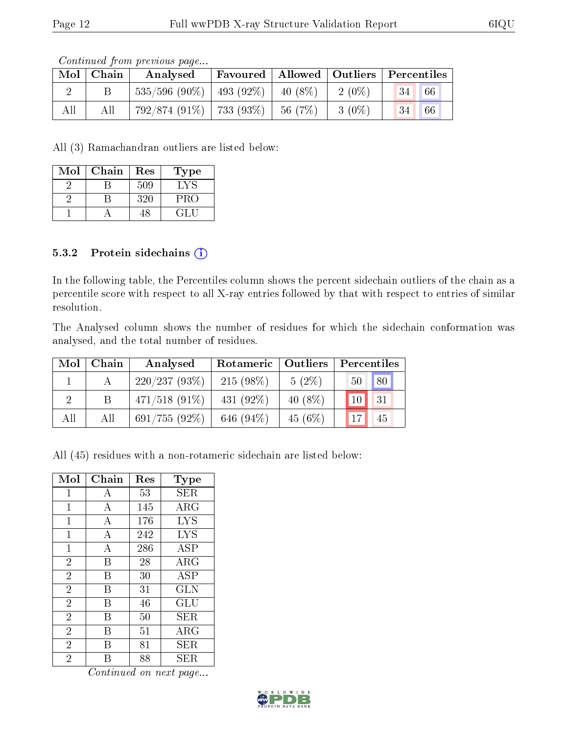*Continued from previous page...*

| Mol | Chain | Analysed | Favoured | Allowed | Outliers | Percentiles | |
|---|---|---|---|---|---|---|---|
| 2 | B | 535/596 (90%) | 493 (92%) | 40 (8%) | 2 (0%) | 34 | 66 |
| All | All | 792/874 (91%) | 733 (93%) | 56 (7%) | 3 (0%) | 34 | 66 |

All (3) Ramachandran outliers are listed below:

| Mol | Chain | Res | Type |
|---|---|---|---|
| 2 | B | 509 | LYS |
| 2 | B | 320 | PRO |
| 1 | A | 48 | GLU |

### 5.3.2 Protein sidechains

In the following table, the Percentiles column shows the percent sidechain outliers of the chain as a percentile score with respect to all X-ray entries followed by that with respect to entries of similar resolution.

The Analysed column shows the number of residues for which the sidechain conformation was analysed, and the total number of residues.

| Mol | Chain | Analysed | Rotameric | Outliers | Percentiles | |
|---|---|---|---|---|---|---|
| 1 | A | 220/237 (93%) | 215 (98%) | 5 (2%) | 50 | 80 |
| 2 | B | 471/518 (91%) | 431 (92%) | 40 (8%) | 10 | 31 |
| All | All | 691/755 (92%) | 646 (94%) | 45 (6%) | 17 | 45 |

All (45) residues with a non-rotameric sidechain are listed below:

| Mol | Chain | Res | Type |
|---|---|---|---|
| 1 | A | 53 | SER |
| 1 | A | 145 | ARG |
| 1 | A | 176 | LYS |
| 1 | A | 242 | LYS |
| 1 | A | 286 | ASP |
| 2 | B | 28 | ARG |
| 2 | B | 30 | ASP |
| 2 | B | 31 | GLN |
| 2 | B | 46 | GLU |
| 2 | B | 50 | SER |
| 2 | B | 51 | ARG |
| 2 | B | 81 | SER |
| 2 | B | 88 | SER |

*Continued on next page...*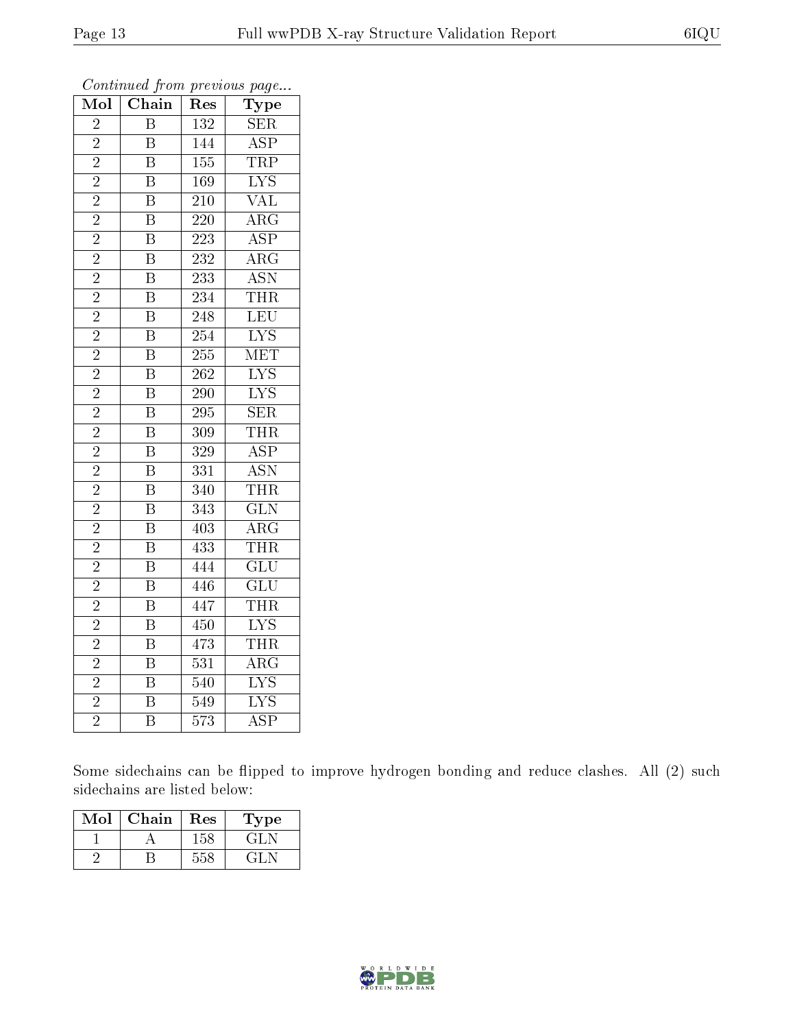*Continued from previous page...*

| Mol | Chain | Res | Type |
|---|---|---|---|
| 2 | B | 132 | SER |
| 2 | B | 144 | ASP |
| 2 | B | 155 | TRP |
| 2 | B | 169 | LYS |
| 2 | B | 210 | VAL |
| 2 | B | 220 | ARG |
| 2 | B | 223 | ASP |
| 2 | B | 232 | ARG |
| 2 | B | 233 | ASN |
| 2 | B | 234 | THR |
| 2 | B | 248 | LEU |
| 2 | B | 254 | LYS |
| 2 | B | 255 | MET |
| 2 | B | 262 | LYS |
| 2 | B | 290 | LYS |
| 2 | B | 295 | SER |
| 2 | B | 309 | THR |
| 2 | B | 329 | ASP |
| 2 | B | 331 | ASN |
| 2 | B | 340 | THR |
| 2 | B | 343 | GLN |
| 2 | B | 403 | ARG |
| 2 | B | 433 | THR |
| 2 | B | 444 | GLU |
| 2 | B | 446 | GLU |
| 2 | B | 447 | THR |
| 2 | B | 450 | LYS |
| 2 | B | 473 | THR |
| 2 | B | 531 | ARG |
| 2 | B | 540 | LYS |
| 2 | B | 549 | LYS |
| 2 | B | 573 | ASP |

Some sidechains can be flipped to improve hydrogen bonding and reduce clashes. All (2) such sidechains are listed below:

| Mol | Chain | Res | Type |
|---|---|---|---|
| 1 | A | 158 | GLN |
| 2 | B | 558 | GLN |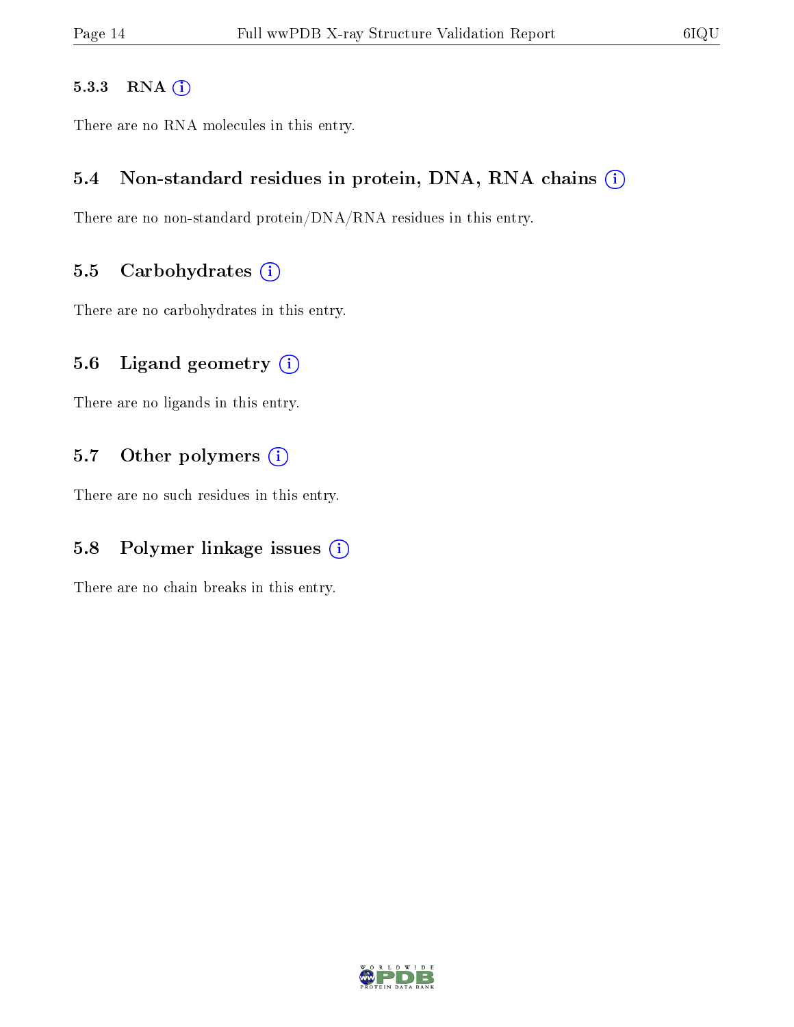#### 5.3.3 RNA

There are no RNA molecules in this entry.

### 5.4 Non-standard residues in protein, DNA, RNA chains

There are no non-standard protein/DNA/RNA residues in this entry.

### 5.5 Carbohydrates

There are no carbohydrates in this entry.

### 5.6 Ligand geometry

There are no ligands in this entry.

### 5.7 Other polymers

There are no such residues in this entry.

### 5.8 Polymer linkage issues

There are no chain breaks in this entry.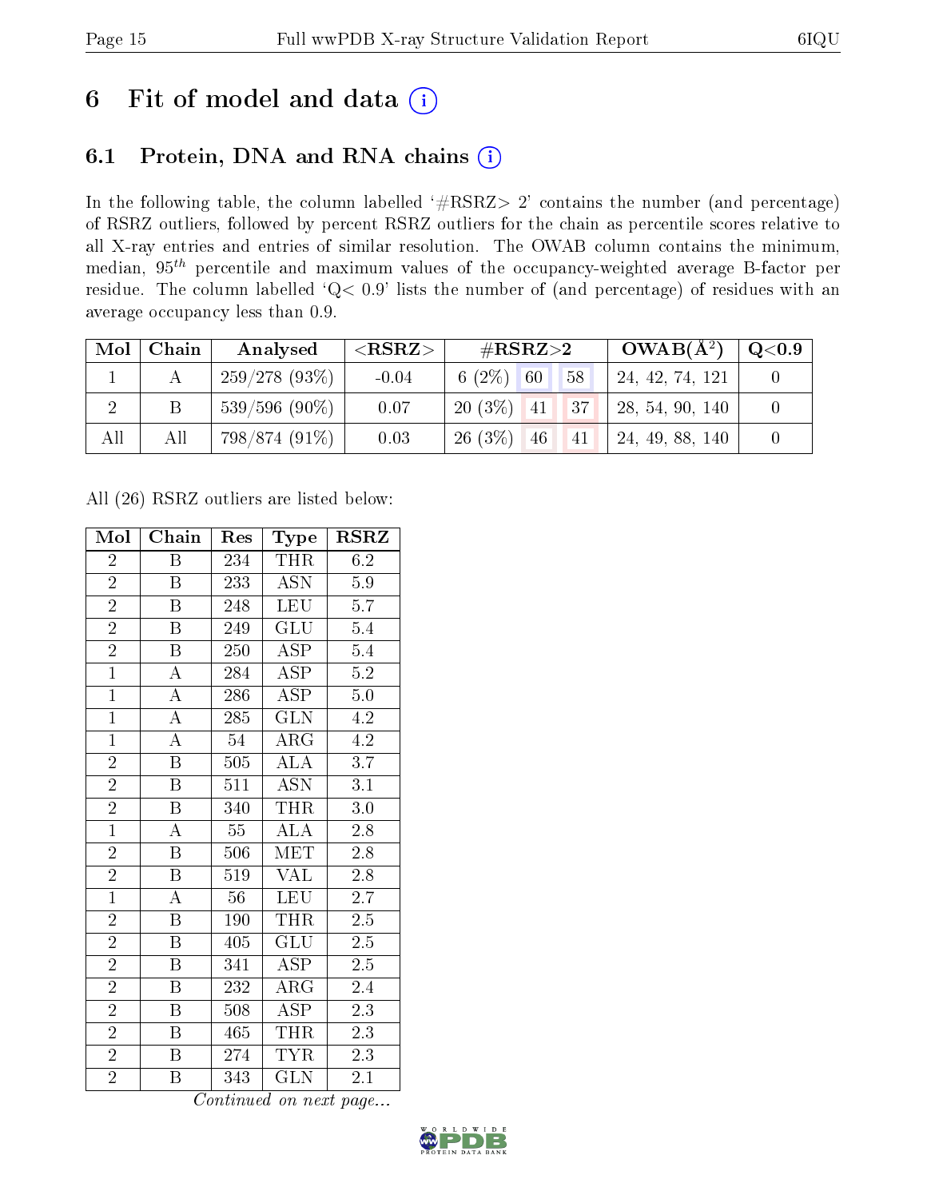# 6 Fit of model and data (i)

## 6.1 Protein, DNA and RNA chains (i)

In the following table, the column labelled '#RSRZ> 2' contains the number (and percentage) of RSRZ outliers, followed by percent RSRZ outliers for the chain as percentile scores relative to all X-ray entries and entries of similar resolution. The OWAB column contains the minimum, median, $95^{th}$ percentile and maximum values of the occupancy-weighted average B-factor per residue. The column labelled 'Q< 0.9' lists the number of (and percentage) of residues with an average occupancy less than 0.9.

| Mol | Chain | Analysed | <RSRZ> | #RSRZ>2 | | | OWAB(Å$^2$) | Q<0.9 |
|---|---|---|---|---|---|---|---|---|
| 1 | A | 259/278 (93%) | -0.04 | 6 (2%) | 60 | 58 | 24, 42, 74, 121 | 0 |
| 2 | B | 539/596 (90%) | 0.07 | 20 (3%) | 41 | 37 | 28, 54, 90, 140 | 0 |
| All | All | 798/874 (91%) | 0.03 | 26 (3%) | 46 | 41 | 24, 49, 88, 140 | 0 |

All (26) RSRZ outliers are listed below:

| Mol | Chain | Res | Type | RSRZ |
|---|---|---|---|---|
| 2 | B | 234 | THR | 6.2 |
| 2 | B | 233 | ASN | 5.9 |
| 2 | B | 248 | LEU | 5.7 |
| 2 | B | 249 | GLU | 5.4 |
| 2 | B | 250 | ASP | 5.4 |
| 1 | A | 284 | ASP | 5.2 |
| 1 | A | 286 | ASP | 5.0 |
| 1 | A | 285 | GLN | 4.2 |
| 1 | A | 54 | ARG | 4.2 |
| 2 | B | 505 | ALA | 3.7 |
| 2 | B | 511 | ASN | 3.1 |
| 2 | B | 340 | THR | 3.0 |
| 1 | A | 55 | ALA | 2.8 |
| 2 | B | 506 | MET | 2.8 |
| 2 | B | 519 | VAL | 2.8 |
| 1 | A | 56 | LEU | 2.7 |
| 2 | B | 190 | THR | 2.5 |
| 2 | B | 405 | GLU | 2.5 |
| 2 | B | 341 | ASP | 2.5 |
| 2 | B | 232 | ARG | 2.4 |
| 2 | B | 508 | ASP | 2.3 |
| 2 | B | 465 | THR | 2.3 |
| 2 | B | 274 | TYR | 2.3 |
| 2 | B | 343 | GLN | 2.1 |

*Continued on next page...*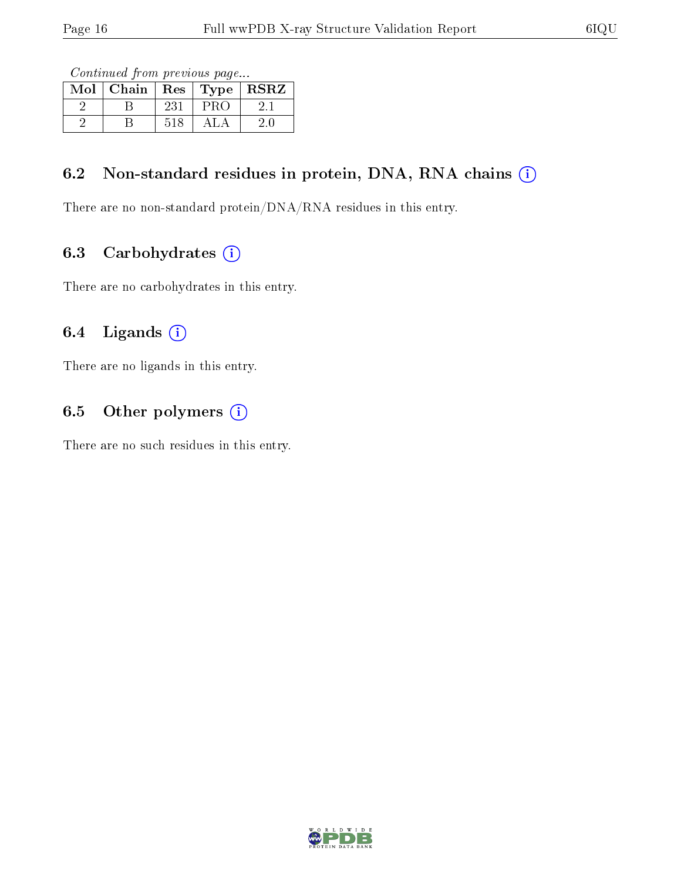*Continued from previous page...*

| Mol | Chain | Res | Type | RSRZ |
|---|---|---|---|---|
| 2 | B | 231 | PRO | 2.1 |
| 2 | B | 518 | ALA | 2.0 |

### 6.2 Non-standard residues in protein, DNA, RNA chains ⓘ

There are no non-standard protein/DNA/RNA residues in this entry.

### 6.3 Carbohydrates ⓘ

There are no carbohydrates in this entry.

### 6.4 Ligands ⓘ

There are no ligands in this entry.

### 6.5 Other polymers ⓘ

There are no such residues in this entry.